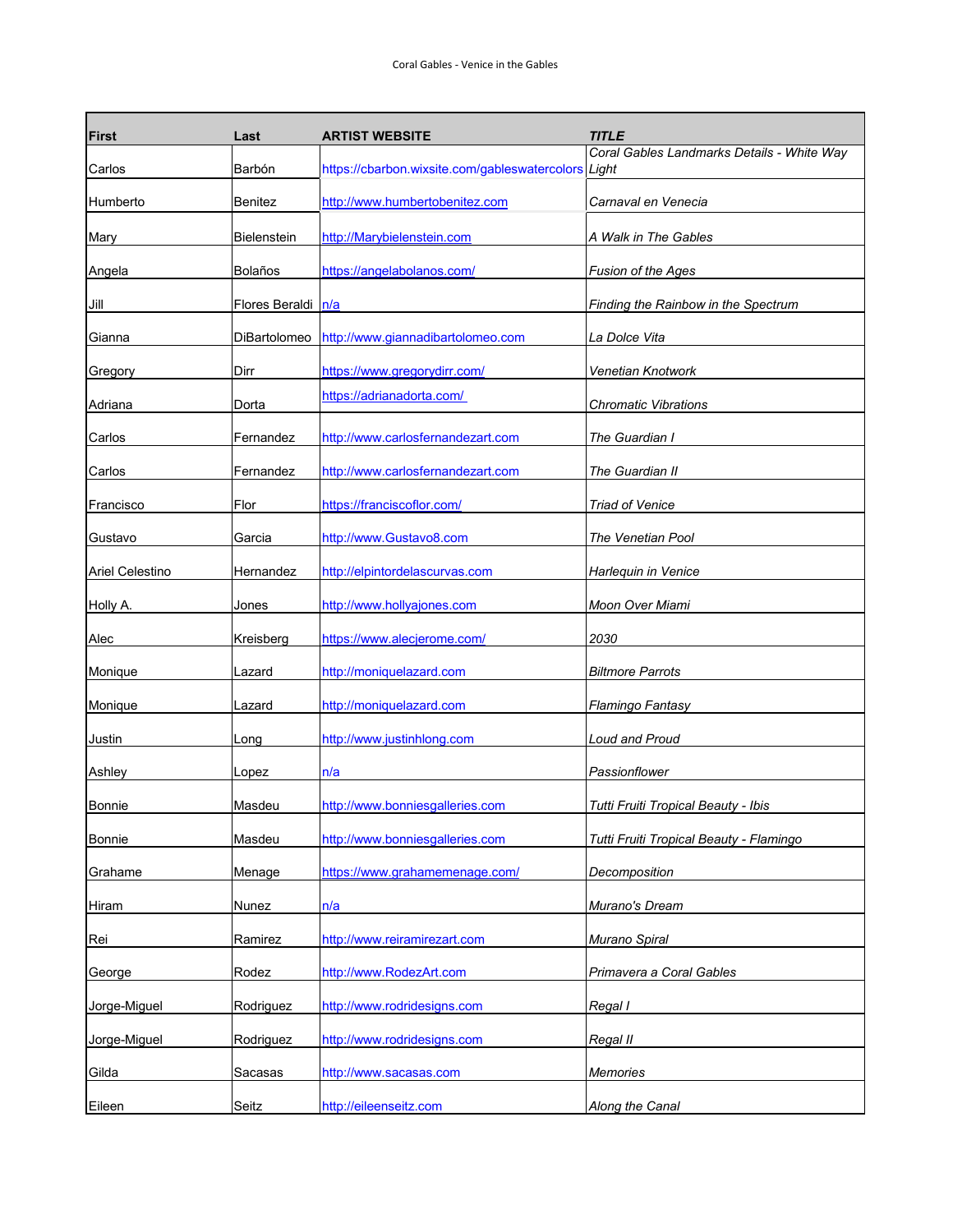| First | Last | ARTIST WEBSITE | *TITLE* |
|---|---|---|---|
| Carlos | Barbón | https://cbarbon.wixsite.com/gableswatercolors | *Coral Gables Landmarks Details - White Way Light* |
| Humberto | Benitez | http://www.humbertobenitez.com | *Carnaval en Venecia* |
| Mary | Bielenstein | http://Marybielenstein.com | *A Walk in The Gables* |
| Angela | Bolaños | https://angelabolanos.com/ | *Fusion of the Ages* |
| Jill | Flores Beraldi | n/a | *Finding the Rainbow in the Spectrum* |
| Gianna | DiBartolomeo | http://www.giannadibartolomeo.com | *La Dolce Vita* |
| Gregory | Dirr | https://www.gregorydirr.com/ | *Venetian Knotwork* |
| Adriana | Dorta | https://adrianadorta.com/ | *Chromatic Vibrations* |
| Carlos | Fernandez | http://www.carlosfernandezart.com | *The Guardian I* |
| Carlos | Fernandez | http://www.carlosfernandezart.com | *The Guardian II* |
| Francisco | Flor | https://franciscoflor.com/ | *Triad of Venice* |
| Gustavo | Garcia | http://www.Gustavo8.com | *The Venetian Pool* |
| Ariel Celestino | Hernandez | http://elpintordelascurvas.com | *Harlequin in Venice* |
| Holly A. | Jones | http://www.hollyajones.com | *Moon Over Miami* |
| Alec | Kreisberg | https://www.alecjerome.com/ | *2030* |
| Monique | Lazard | http://moniquelazard.com | *Biltmore Parrots* |
| Monique | Lazard | http://moniquelazard.com | *Flamingo Fantasy* |
| Justin | Long | http://www.justinhlong.com | *Loud and Proud* |
| Ashley | Lopez | n/a | *Passionflower* |
| Bonnie | Masdeu | http://www.bonniesgalleries.com | *Tutti Fruiti Tropical Beauty - Ibis* |
| Bonnie | Masdeu | http://www.bonniesgalleries.com | *Tutti Fruiti Tropical Beauty - Flamingo* |
| Grahame | Menage | https://www.grahamemenage.com/ | *Decomposition* |
| Hiram | Nunez | n/a | *Murano's Dream* |
| Rei | Ramirez | http://www.reiramirezart.com | *Murano Spiral* |
| George | Rodez | http://www.RodezArt.com | *Primavera a Coral Gables* |
| Jorge-Miguel | Rodriguez | http://www.rodridesigns.com | *Regal I* |
| Jorge-Miguel | Rodriguez | http://www.rodridesigns.com | *Regal II* |
| Gilda | Sacasas | http://www.sacasas.com | *Memories* |
| Eileen | Seitz | http://eileenseitz.com | *Along the Canal* |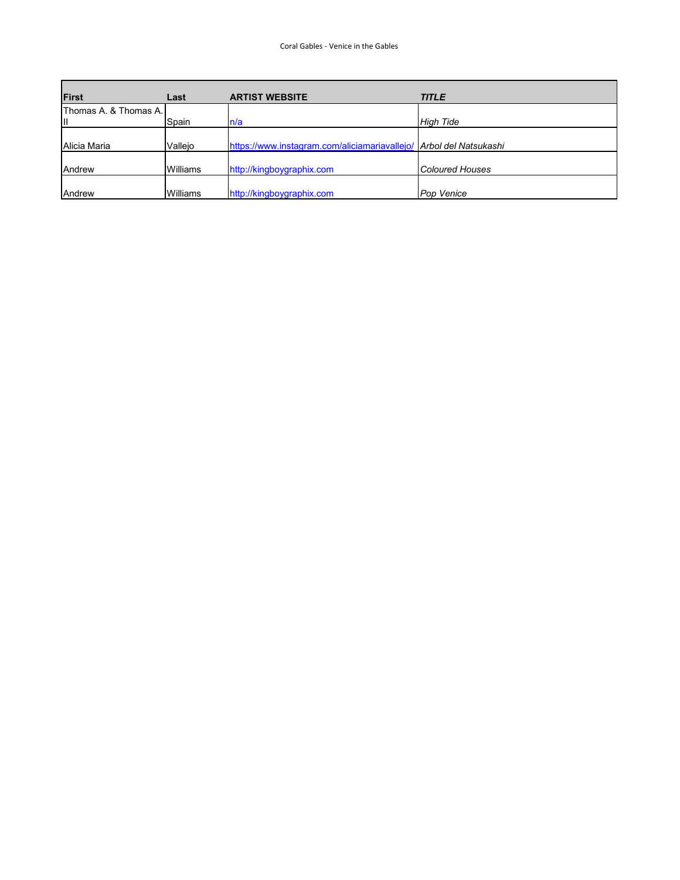| First | Last | ARTIST WEBSITE | TITLE |
|---|---|---|---|
| Thomas A. & Thomas A. II | Spain | n/a | *High Tide* |
| Alicia Maria | Vallejo | https://www.instagram.com/aliciamariavallejo/ | *Arbol del Natsukashi* |
| Andrew | Williams | http://kingboygraphix.com | *Coloured Houses* |
| Andrew | Williams | http://kingboygraphix.com | *Pop Venice* |